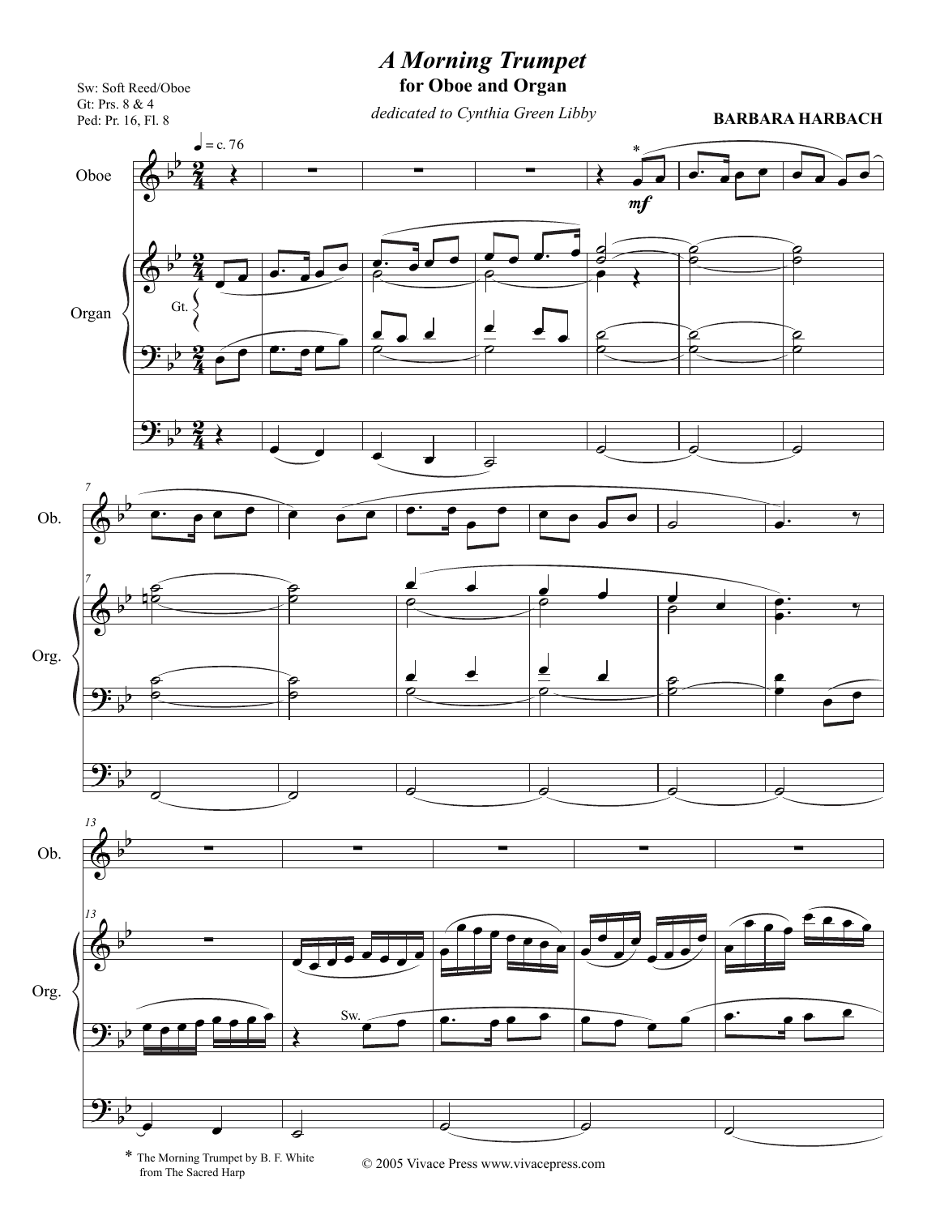# A Morning Trumpet

**for Oboe and Organ**

*dedicated to Cynthia Green Libby*

**BARBARA HARBACH**

Sw: Soft Reed/Oboe
Gt: Prs. 8 & 4
Ped: Pr. 16, Fl. 8

* The Morning Trumpet by B. F. White from The Sacred Harp

© 2005 Vivace Press www.vivacepress.com